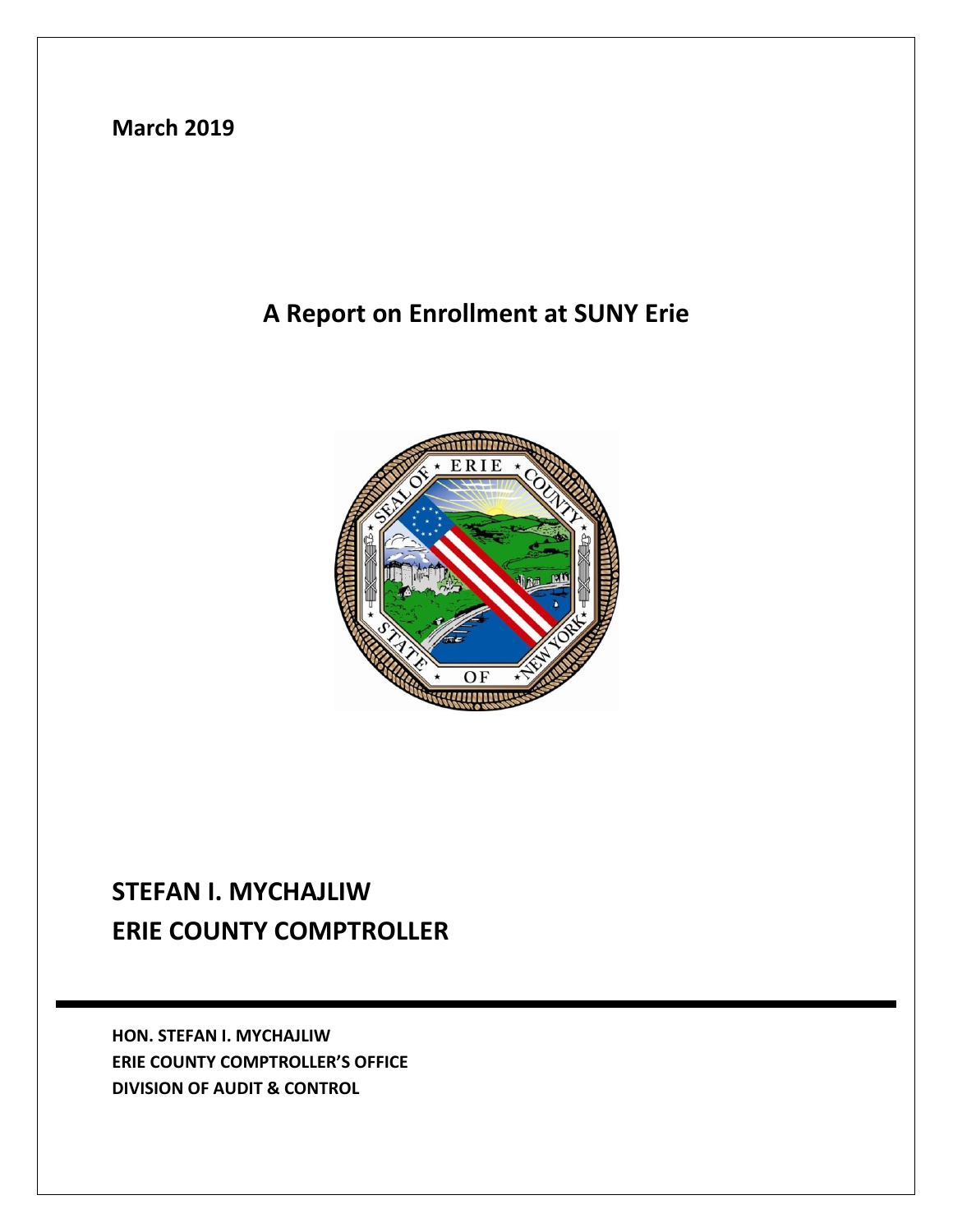**March 2019**

# A Report on Enrollment at SUNY Erie

## STEFAN I. MYCHAJLIW
## ERIE COUNTY COMPTROLLER

**HON. STEFAN I. MYCHAJLIW**
**ERIE COUNTY COMPTROLLER'S OFFICE**
**DIVISION OF AUDIT & CONTROL**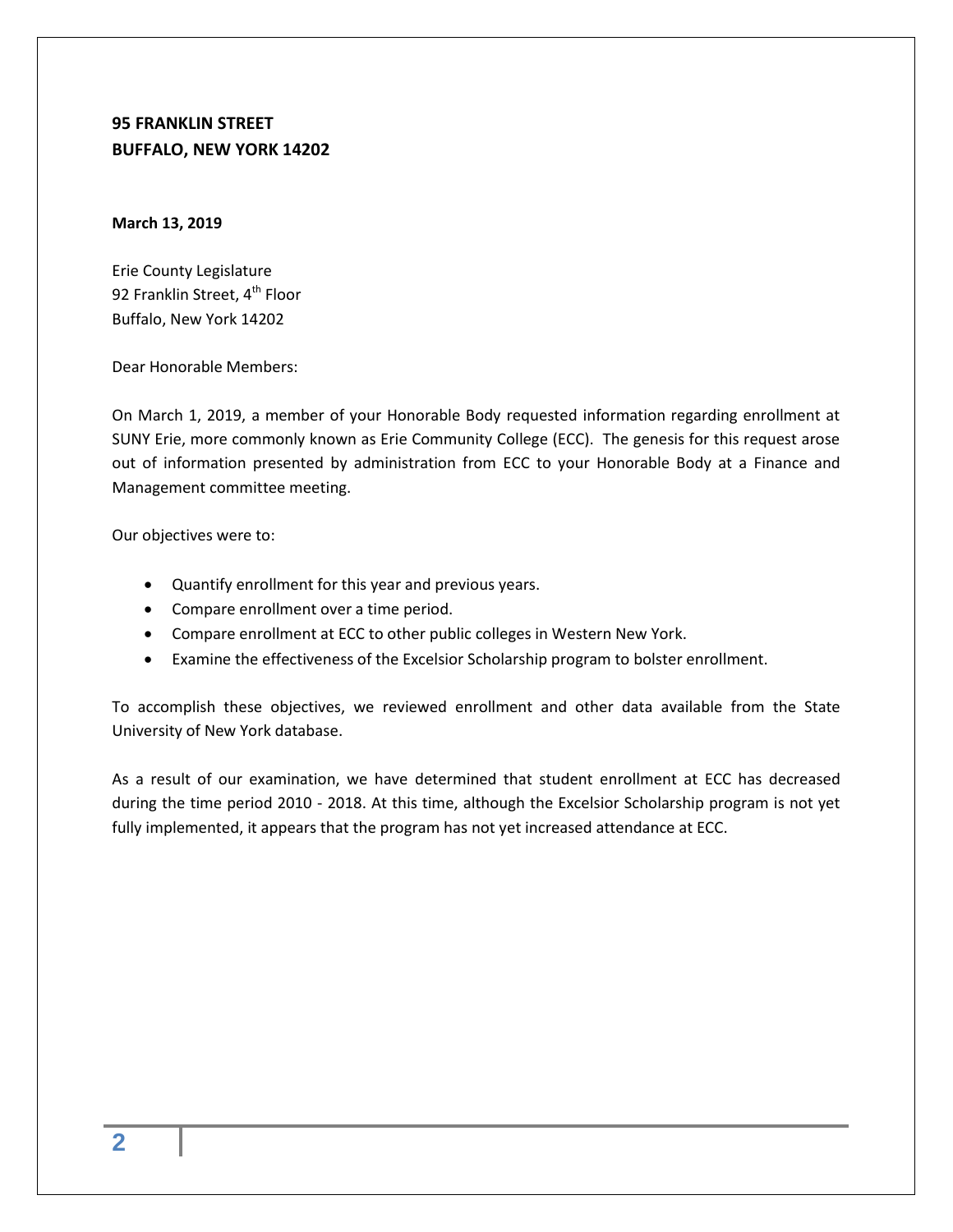**95 FRANKLIN STREET**
**BUFFALO, NEW YORK 14202**

**March 13, 2019**

Erie County Legislature
92 Franklin Street, 4th Floor
Buffalo, New York 14202

Dear Honorable Members:

On March 1, 2019, a member of your Honorable Body requested information regarding enrollment at SUNY Erie, more commonly known as Erie Community College (ECC). The genesis for this request arose out of information presented by administration from ECC to your Honorable Body at a Finance and Management committee meeting.

Our objectives were to:

- Quantify enrollment for this year and previous years.
- Compare enrollment over a time period.
- Compare enrollment at ECC to other public colleges in Western New York.
- Examine the effectiveness of the Excelsior Scholarship program to bolster enrollment.

To accomplish these objectives, we reviewed enrollment and other data available from the State University of New York database.

As a result of our examination, we have determined that student enrollment at ECC has decreased during the time period 2010 - 2018. At this time, although the Excelsior Scholarship program is not yet fully implemented, it appears that the program has not yet increased attendance at ECC.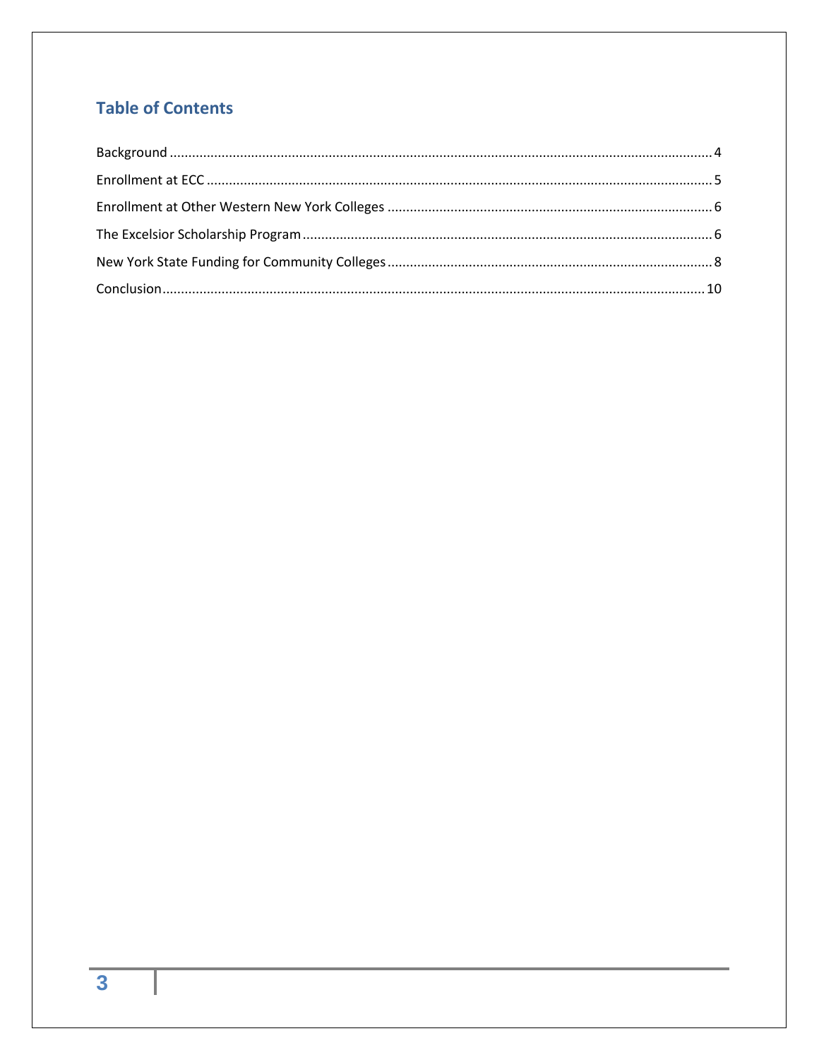## Table of Contents

Background ..... 4

Enrollment at ECC ..... 5

Enrollment at Other Western New York Colleges ..... 6

The Excelsior Scholarship Program ..... 6

New York State Funding for Community Colleges ..... 8

Conclusion ..... 10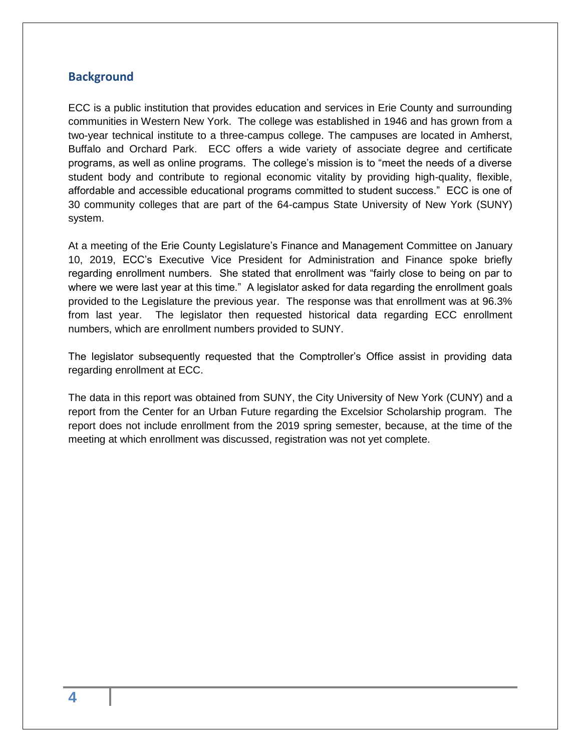## Background

ECC is a public institution that provides education and services in Erie County and surrounding communities in Western New York. The college was established in 1946 and has grown from a two-year technical institute to a three-campus college. The campuses are located in Amherst, Buffalo and Orchard Park. ECC offers a wide variety of associate degree and certificate programs, as well as online programs. The college's mission is to "meet the needs of a diverse student body and contribute to regional economic vitality by providing high-quality, flexible, affordable and accessible educational programs committed to student success." ECC is one of 30 community colleges that are part of the 64-campus State University of New York (SUNY) system.

At a meeting of the Erie County Legislature's Finance and Management Committee on January 10, 2019, ECC's Executive Vice President for Administration and Finance spoke briefly regarding enrollment numbers. She stated that enrollment was "fairly close to being on par to where we were last year at this time." A legislator asked for data regarding the enrollment goals provided to the Legislature the previous year. The response was that enrollment was at 96.3% from last year. The legislator then requested historical data regarding ECC enrollment numbers, which are enrollment numbers provided to SUNY.

The legislator subsequently requested that the Comptroller's Office assist in providing data regarding enrollment at ECC.

The data in this report was obtained from SUNY, the City University of New York (CUNY) and a report from the Center for an Urban Future regarding the Excelsior Scholarship program. The report does not include enrollment from the 2019 spring semester, because, at the time of the meeting at which enrollment was discussed, registration was not yet complete.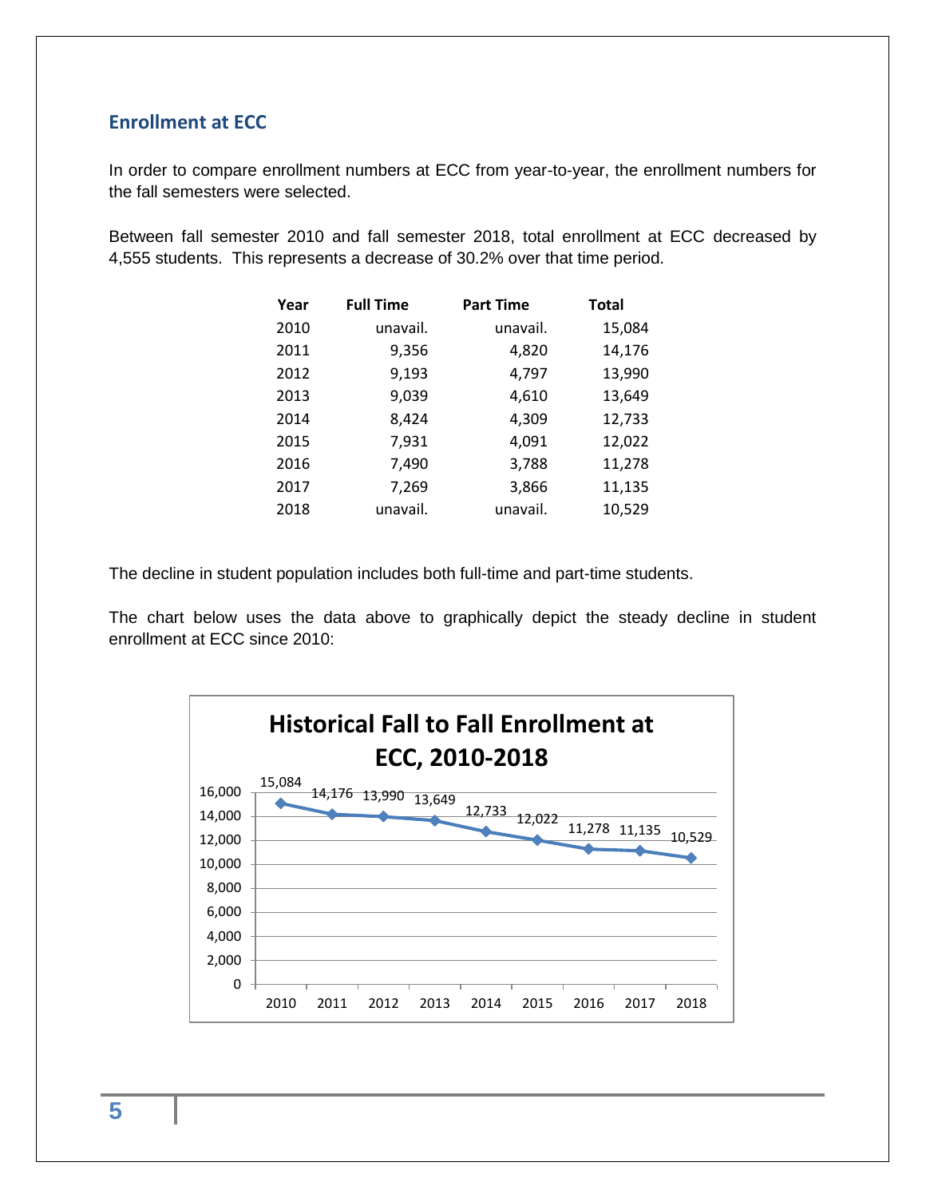## Enrollment at ECC

In order to compare enrollment numbers at ECC from year-to-year, the enrollment numbers for the fall semesters were selected.

Between fall semester 2010 and fall semester 2018, total enrollment at ECC decreased by 4,555 students. This represents a decrease of 30.2% over that time period.

| Year | Full Time | Part Time | Total |
|---|---|---|---|
| 2010 | unavail. | unavail. | 15,084 |
| 2011 | 9,356 | 4,820 | 14,176 |
| 2012 | 9,193 | 4,797 | 13,990 |
| 2013 | 9,039 | 4,610 | 13,649 |
| 2014 | 8,424 | 4,309 | 12,733 |
| 2015 | 7,931 | 4,091 | 12,022 |
| 2016 | 7,490 | 3,788 | 11,278 |
| 2017 | 7,269 | 3,866 | 11,135 |
| 2018 | unavail. | unavail. | 10,529 |

The decline in student population includes both full-time and part-time students.

The chart below uses the data above to graphically depict the steady decline in student enrollment at ECC since 2010:

**Historical Fall to Fall Enrollment at ECC, 2010-2018**

| Year | Enrollment |
|---|---|
| 2010 | 15,084 |
| 2011 | 14,176 |
| 2012 | 13,990 |
| 2013 | 13,649 |
| 2014 | 12,733 |
| 2015 | 12,022 |
| 2016 | 11,278 |
| 2017 | 11,135 |
| 2018 | 10,529 |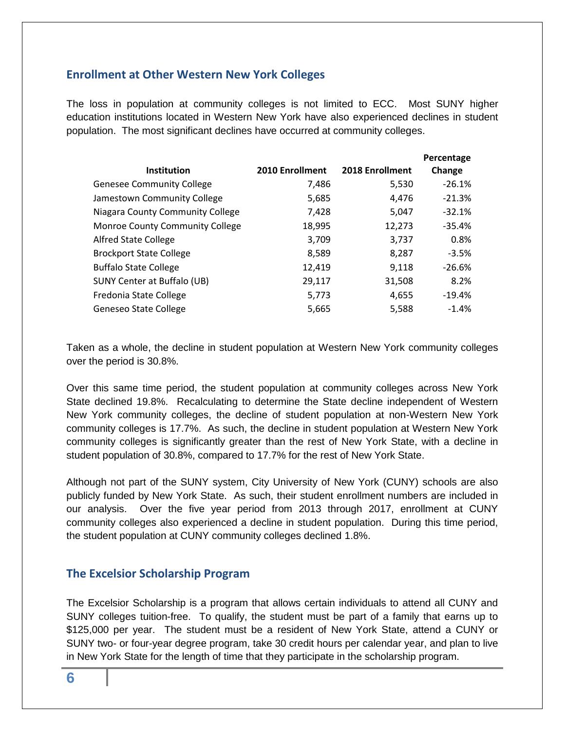## Enrollment at Other Western New York Colleges

The loss in population at community colleges is not limited to ECC. Most SUNY higher education institutions located in Western New York have also experienced declines in student population. The most significant declines have occurred at community colleges.

| Institution | 2010 Enrollment | 2018 Enrollment | Percentage Change |
|---|---|---|---|
| Genesee Community College | 7,486 | 5,530 | -26.1% |
| Jamestown Community College | 5,685 | 4,476 | -21.3% |
| Niagara County Community College | 7,428 | 5,047 | -32.1% |
| Monroe County Community College | 18,995 | 12,273 | -35.4% |
| Alfred State College | 3,709 | 3,737 | 0.8% |
| Brockport State College | 8,589 | 8,287 | -3.5% |
| Buffalo State College | 12,419 | 9,118 | -26.6% |
| SUNY Center at Buffalo (UB) | 29,117 | 31,508 | 8.2% |
| Fredonia State College | 5,773 | 4,655 | -19.4% |
| Geneseo State College | 5,665 | 5,588 | -1.4% |

Taken as a whole, the decline in student population at Western New York community colleges over the period is 30.8%.

Over this same time period, the student population at community colleges across New York State declined 19.8%. Recalculating to determine the State decline independent of Western New York community colleges, the decline of student population at non-Western New York community colleges is 17.7%. As such, the decline in student population at Western New York community colleges is significantly greater than the rest of New York State, with a decline in student population of 30.8%, compared to 17.7% for the rest of New York State.

Although not part of the SUNY system, City University of New York (CUNY) schools are also publicly funded by New York State. As such, their student enrollment numbers are included in our analysis. Over the five year period from 2013 through 2017, enrollment at CUNY community colleges also experienced a decline in student population. During this time period, the student population at CUNY community colleges declined 1.8%.

## The Excelsior Scholarship Program

The Excelsior Scholarship is a program that allows certain individuals to attend all CUNY and SUNY colleges tuition-free. To qualify, the student must be part of a family that earns up to $125,000 per year. The student must be a resident of New York State, attend a CUNY or SUNY two- or four-year degree program, take 30 credit hours per calendar year, and plan to live in New York State for the length of time that they participate in the scholarship program.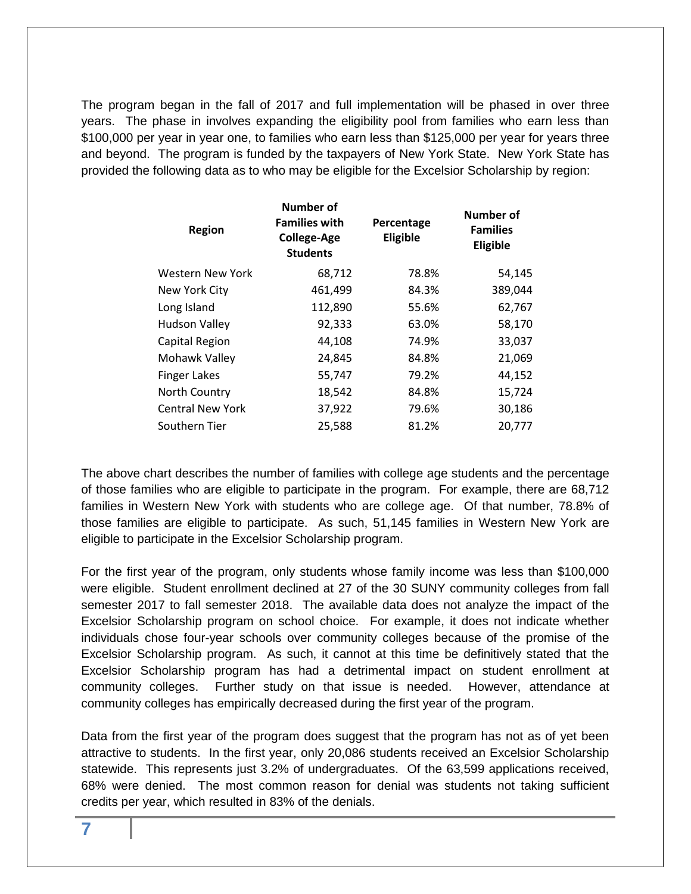The program began in the fall of 2017 and full implementation will be phased in over three years. The phase in involves expanding the eligibility pool from families who earn less than $100,000 per year in year one, to families who earn less than $125,000 per year for years three and beyond. The program is funded by the taxpayers of New York State. New York State has provided the following data as to who may be eligible for the Excelsior Scholarship by region:

| Region | Number of Families with College-Age Students | Percentage Eligible | Number of Families Eligible |
|---|---|---|---|
| Western New York | 68,712 | 78.8% | 54,145 |
| New York City | 461,499 | 84.3% | 389,044 |
| Long Island | 112,890 | 55.6% | 62,767 |
| Hudson Valley | 92,333 | 63.0% | 58,170 |
| Capital Region | 44,108 | 74.9% | 33,037 |
| Mohawk Valley | 24,845 | 84.8% | 21,069 |
| Finger Lakes | 55,747 | 79.2% | 44,152 |
| North Country | 18,542 | 84.8% | 15,724 |
| Central New York | 37,922 | 79.6% | 30,186 |
| Southern Tier | 25,588 | 81.2% | 20,777 |

The above chart describes the number of families with college age students and the percentage of those families who are eligible to participate in the program. For example, there are 68,712 families in Western New York with students who are college age. Of that number, 78.8% of those families are eligible to participate. As such, 51,145 families in Western New York are eligible to participate in the Excelsior Scholarship program.

For the first year of the program, only students whose family income was less than $100,000 were eligible. Student enrollment declined at 27 of the 30 SUNY community colleges from fall semester 2017 to fall semester 2018. The available data does not analyze the impact of the Excelsior Scholarship program on school choice. For example, it does not indicate whether individuals chose four-year schools over community colleges because of the promise of the Excelsior Scholarship program. As such, it cannot at this time be definitively stated that the Excelsior Scholarship program has had a detrimental impact on student enrollment at community colleges. Further study on that issue is needed. However, attendance at community colleges has empirically decreased during the first year of the program.

Data from the first year of the program does suggest that the program has not as of yet been attractive to students. In the first year, only 20,086 students received an Excelsior Scholarship statewide. This represents just 3.2% of undergraduates. Of the 63,599 applications received, 68% were denied. The most common reason for denial was students not taking sufficient credits per year, which resulted in 83% of the denials.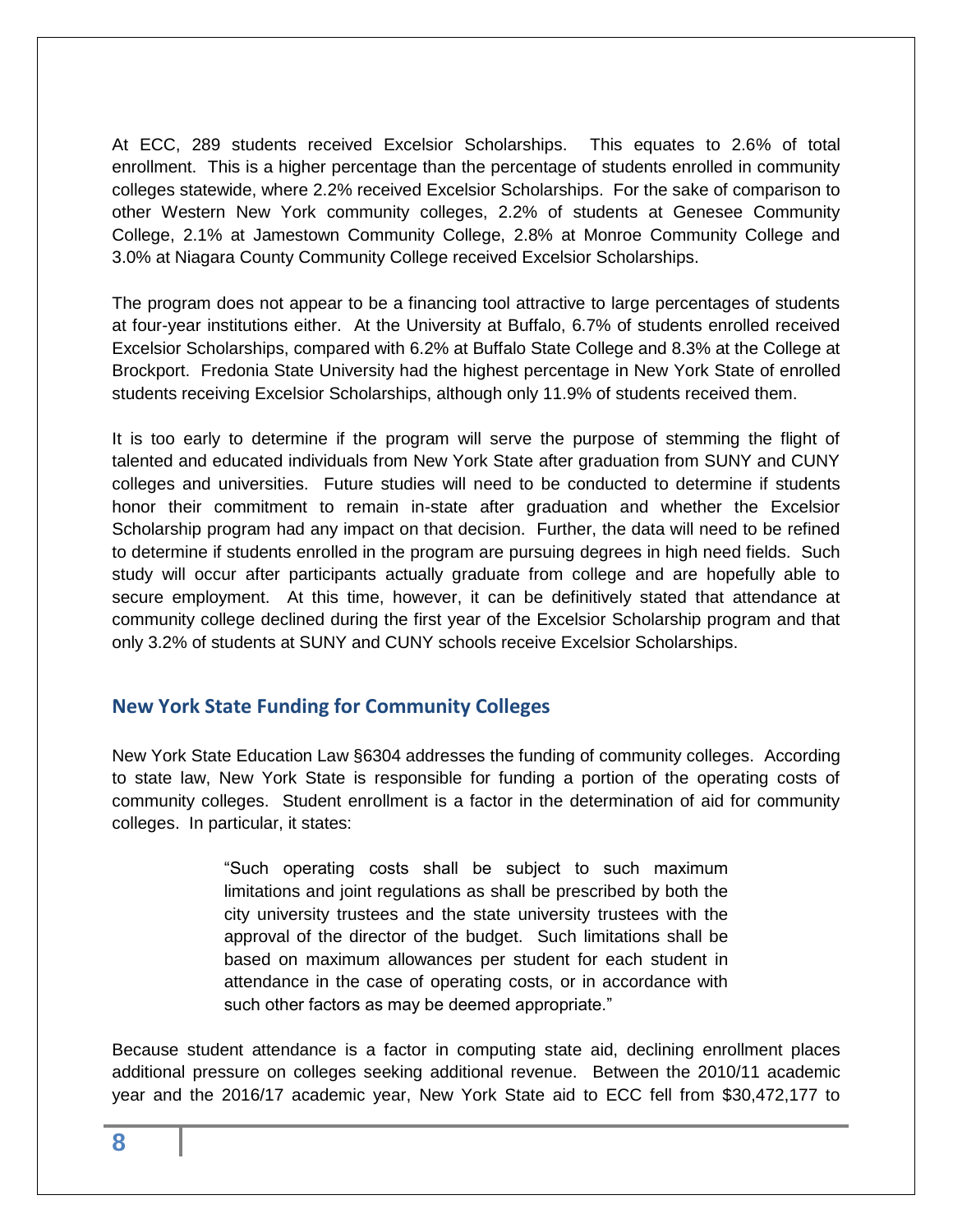At ECC, 289 students received Excelsior Scholarships. This equates to 2.6% of total enrollment. This is a higher percentage than the percentage of students enrolled in community colleges statewide, where 2.2% received Excelsior Scholarships. For the sake of comparison to other Western New York community colleges, 2.2% of students at Genesee Community College, 2.1% at Jamestown Community College, 2.8% at Monroe Community College and 3.0% at Niagara County Community College received Excelsior Scholarships.

The program does not appear to be a financing tool attractive to large percentages of students at four-year institutions either. At the University at Buffalo, 6.7% of students enrolled received Excelsior Scholarships, compared with 6.2% at Buffalo State College and 8.3% at the College at Brockport. Fredonia State University had the highest percentage in New York State of enrolled students receiving Excelsior Scholarships, although only 11.9% of students received them.

It is too early to determine if the program will serve the purpose of stemming the flight of talented and educated individuals from New York State after graduation from SUNY and CUNY colleges and universities. Future studies will need to be conducted to determine if students honor their commitment to remain in-state after graduation and whether the Excelsior Scholarship program had any impact on that decision. Further, the data will need to be refined to determine if students enrolled in the program are pursuing degrees in high need fields. Such study will occur after participants actually graduate from college and are hopefully able to secure employment. At this time, however, it can be definitively stated that attendance at community college declined during the first year of the Excelsior Scholarship program and that only 3.2% of students at SUNY and CUNY schools receive Excelsior Scholarships.

## New York State Funding for Community Colleges

New York State Education Law §6304 addresses the funding of community colleges. According to state law, New York State is responsible for funding a portion of the operating costs of community colleges. Student enrollment is a factor in the determination of aid for community colleges. In particular, it states:

> "Such operating costs shall be subject to such maximum limitations and joint regulations as shall be prescribed by both the city university trustees and the state university trustees with the approval of the director of the budget. Such limitations shall be based on maximum allowances per student for each student in attendance in the case of operating costs, or in accordance with such other factors as may be deemed appropriate."

Because student attendance is a factor in computing state aid, declining enrollment places additional pressure on colleges seeking additional revenue. Between the 2010/11 academic year and the 2016/17 academic year, New York State aid to ECC fell from $30,472,177 to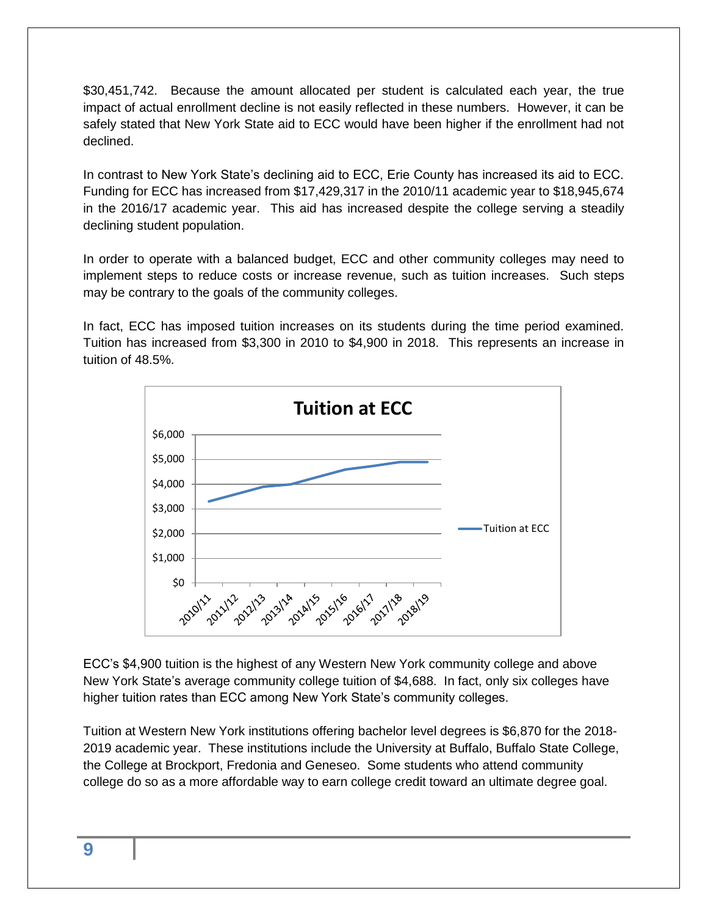$30,451,742. Because the amount allocated per student is calculated each year, the true impact of actual enrollment decline is not easily reflected in these numbers. However, it can be safely stated that New York State aid to ECC would have been higher if the enrollment had not declined.

In contrast to New York State's declining aid to ECC, Erie County has increased its aid to ECC. Funding for ECC has increased from $17,429,317 in the 2010/11 academic year to $18,945,674 in the 2016/17 academic year. This aid has increased despite the college serving a steadily declining student population.

In order to operate with a balanced budget, ECC and other community colleges may need to implement steps to reduce costs or increase revenue, such as tuition increases. Such steps may be contrary to the goals of the community colleges.

In fact, ECC has imposed tuition increases on its students during the time period examined. Tuition has increased from $3,300 in 2010 to $4,900 in 2018. This represents an increase in tuition of 48.5%.

ECC's $4,900 tuition is the highest of any Western New York community college and above New York State's average community college tuition of $4,688. In fact, only six colleges have higher tuition rates than ECC among New York State's community colleges.

Tuition at Western New York institutions offering bachelor level degrees is $6,870 for the 2018-2019 academic year. These institutions include the University at Buffalo, Buffalo State College, the College at Brockport, Fredonia and Geneseo. Some students who attend community college do so as a more affordable way to earn college credit toward an ultimate degree goal.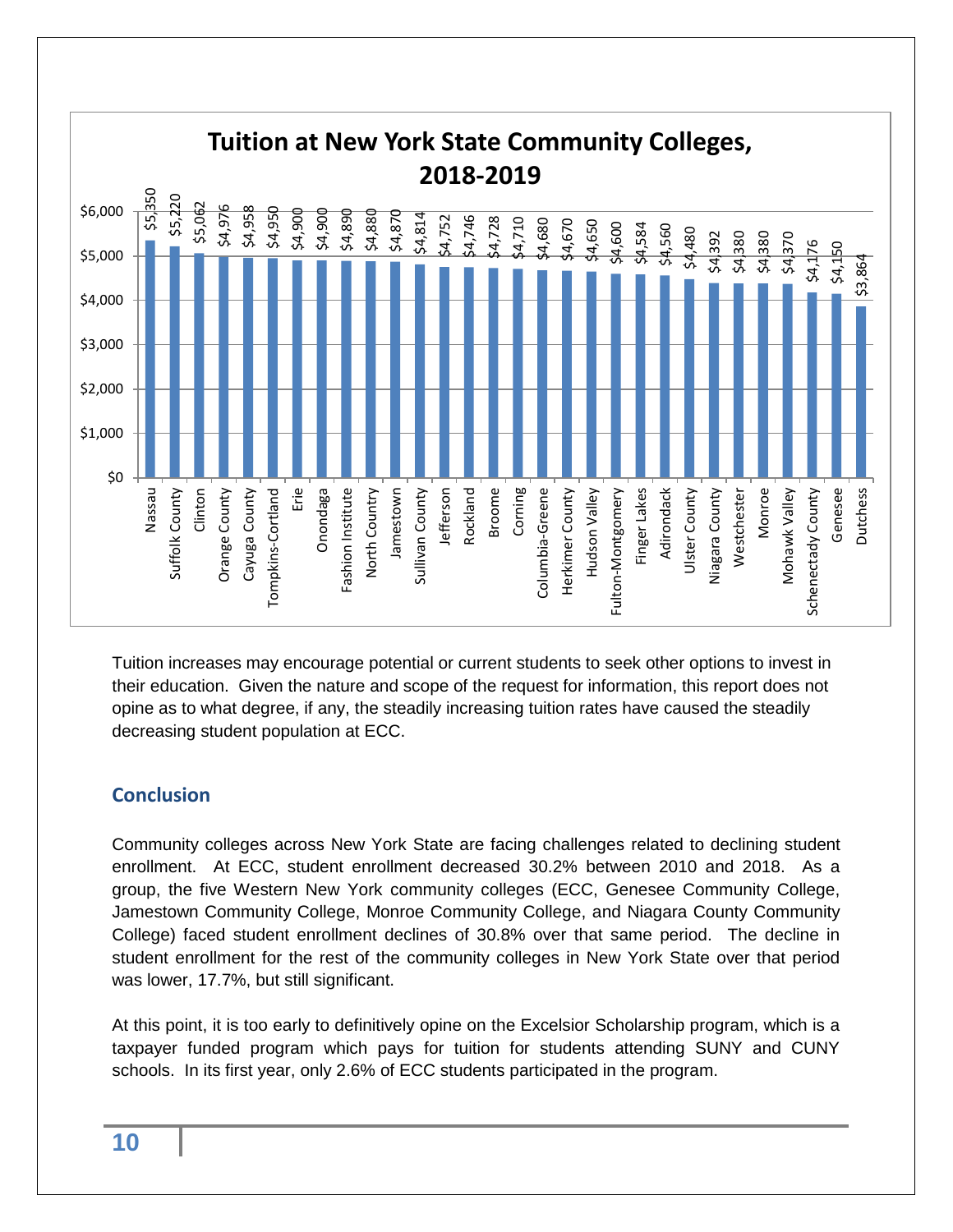**Tuition at New York State Community Colleges, 2018-2019**

| College | Tuition |
|---|---|
| Nassau | $5,350 |
| Suffolk County | $5,220 |
| Clinton | $5,062 |
| Orange County | $4,976 |
| Cayuga County | $4,958 |
| Tompkins-Cortland | $4,950 |
| Erie | $4,900 |
| Onondaga | $4,900 |
| Fashion Institute | $4,890 |
| North Country | $4,880 |
| Jamestown | $4,870 |
| Sullivan County | $4,814 |
| Jefferson | $4,752 |
| Rockland | $4,746 |
| Broome | $4,728 |
| Corning | $4,710 |
| Columbia-Greene | $4,680 |
| Herkimer County | $4,670 |
| Hudson Valley | $4,650 |
| Fulton-Montgomery | $4,600 |
| Finger Lakes | $4,584 |
| Adirondack | $4,560 |
| Ulster County | $4,480 |
| Niagara County | $4,392 |
| Westchester | $4,380 |
| Monroe | $4,380 |
| Mohawk Valley | $4,370 |
| Schenectady County | $4,176 |
| Genesee | $4,150 |
| Dutchess | $3,864 |

Tuition increases may encourage potential or current students to seek other options to invest in their education. Given the nature and scope of the request for information, this report does not opine as to what degree, if any, the steadily increasing tuition rates have caused the steadily decreasing student population at ECC.

## Conclusion

Community colleges across New York State are facing challenges related to declining student enrollment. At ECC, student enrollment decreased 30.2% between 2010 and 2018. As a group, the five Western New York community colleges (ECC, Genesee Community College, Jamestown Community College, Monroe Community College, and Niagara County Community College) faced student enrollment declines of 30.8% over that same period. The decline in student enrollment for the rest of the community colleges in New York State over that period was lower, 17.7%, but still significant.

At this point, it is too early to definitively opine on the Excelsior Scholarship program, which is a taxpayer funded program which pays for tuition for students attending SUNY and CUNY schools. In its first year, only 2.6% of ECC students participated in the program.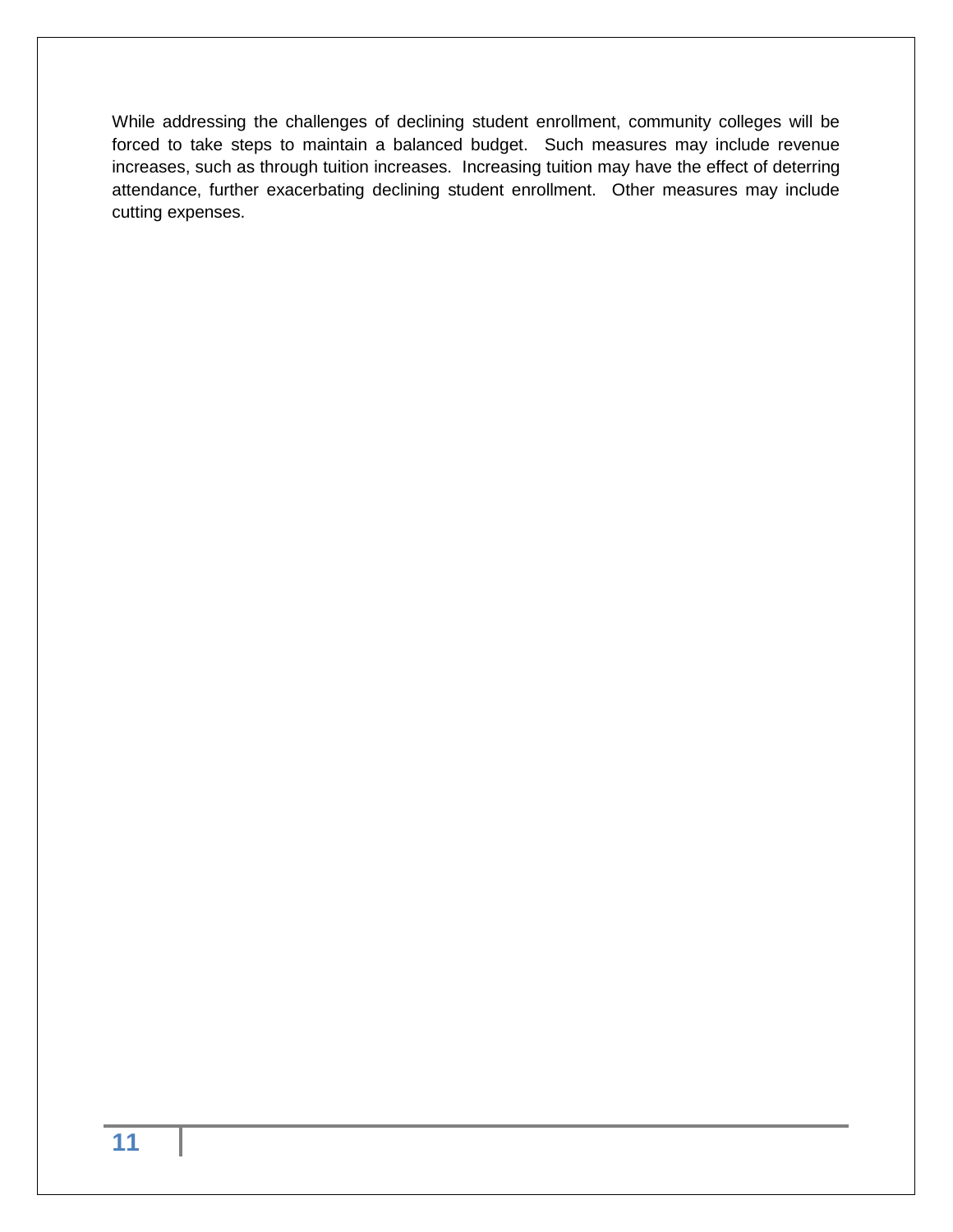While addressing the challenges of declining student enrollment, community colleges will be forced to take steps to maintain a balanced budget. Such measures may include revenue increases, such as through tuition increases. Increasing tuition may have the effect of deterring attendance, further exacerbating declining student enrollment. Other measures may include cutting expenses.